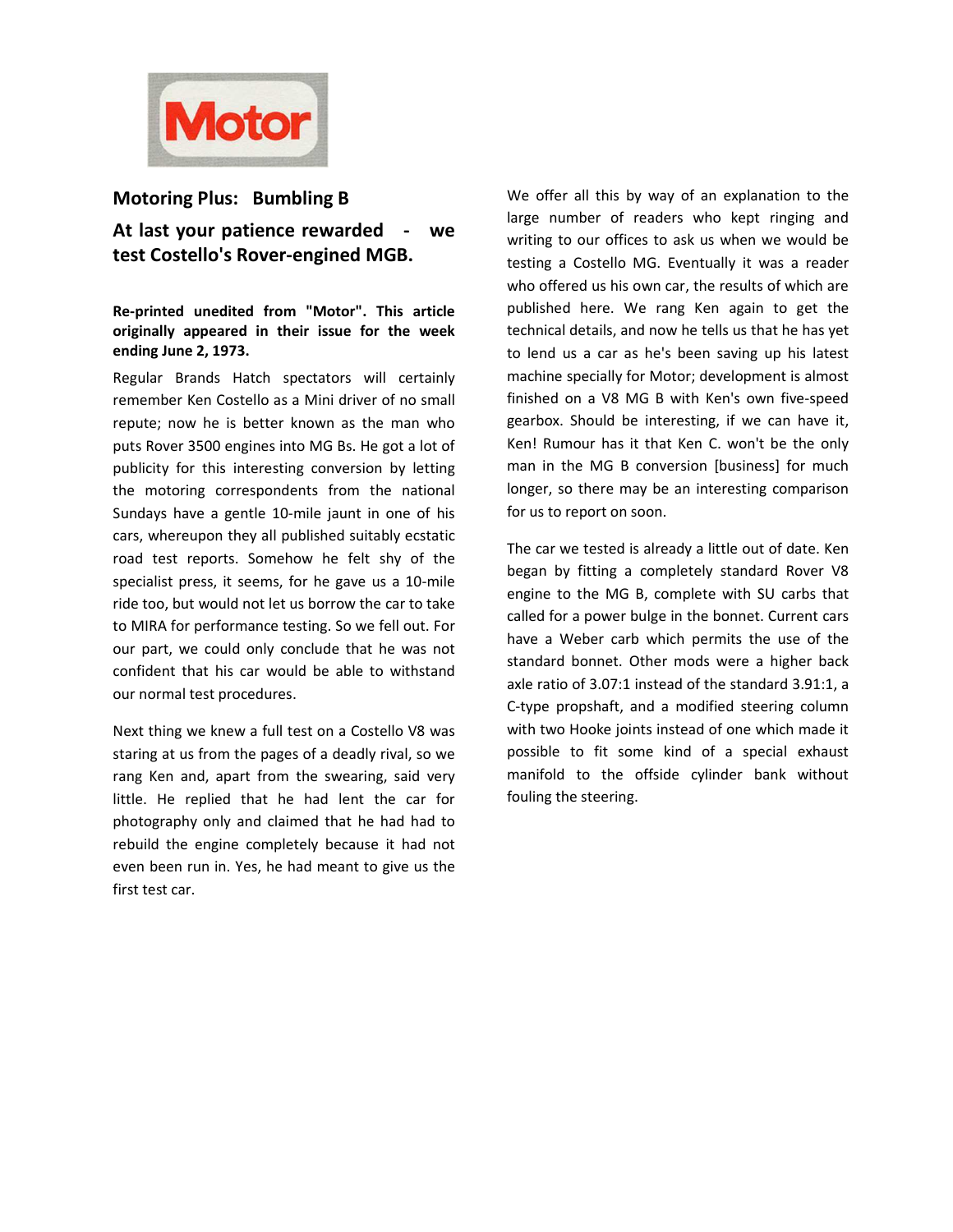Motor

## Motoring Plus: Bumbling B

## At last your patience rewarded - we test Costello's Rover-engined MGB.

**Re-printed unedited from "Motor". This article originally appeared in their issue for the week ending June 2, 1973.**

Regular Brands Hatch spectators will certainly remember Ken Costello as a Mini driver of no small repute; now he is better known as the man who puts Rover 3500 engines into MG Bs. He got a lot of publicity for this interesting conversion by letting the motoring correspondents from the national Sundays have a gentle 10-mile jaunt in one of his cars, whereupon they all published suitably ecstatic road test reports. Somehow he felt shy of the specialist press, it seems, for he gave us a 10-mile ride too, but would not let us borrow the car to take to MIRA for performance testing. So we fell out. For our part, we could only conclude that he was not confident that his car would be able to withstand our normal test procedures.

Next thing we knew a full test on a Costello V8 was staring at us from the pages of a deadly rival, so we rang Ken and, apart from the swearing, said very little. He replied that he had lent the car for photography only and claimed that he had had to rebuild the engine completely because it had not even been run in. Yes, he had meant to give us the first test car.

We offer all this by way of an explanation to the large number of readers who kept ringing and writing to our offices to ask us when we would be testing a Costello MG. Eventually it was a reader who offered us his own car, the results of which are published here. We rang Ken again to get the technical details, and now he tells us that he has yet to lend us a car as he's been saving up his latest machine specially for Motor; development is almost finished on a V8 MG B with Ken's own five-speed gearbox. Should be interesting, if we can have it, Ken! Rumour has it that Ken C. won't be the only man in the MG B conversion [business] for much longer, so there may be an interesting comparison for us to report on soon.

The car we tested is already a little out of date. Ken began by fitting a completely standard Rover V8 engine to the MG B, complete with SU carbs that called for a power bulge in the bonnet. Current cars have a Weber carb which permits the use of the standard bonnet. Other mods were a higher back axle ratio of 3.07:1 instead of the standard 3.91:1, a C-type propshaft, and a modified steering column with two Hooke joints instead of one which made it possible to fit some kind of a special exhaust manifold to the offside cylinder bank without fouling the steering.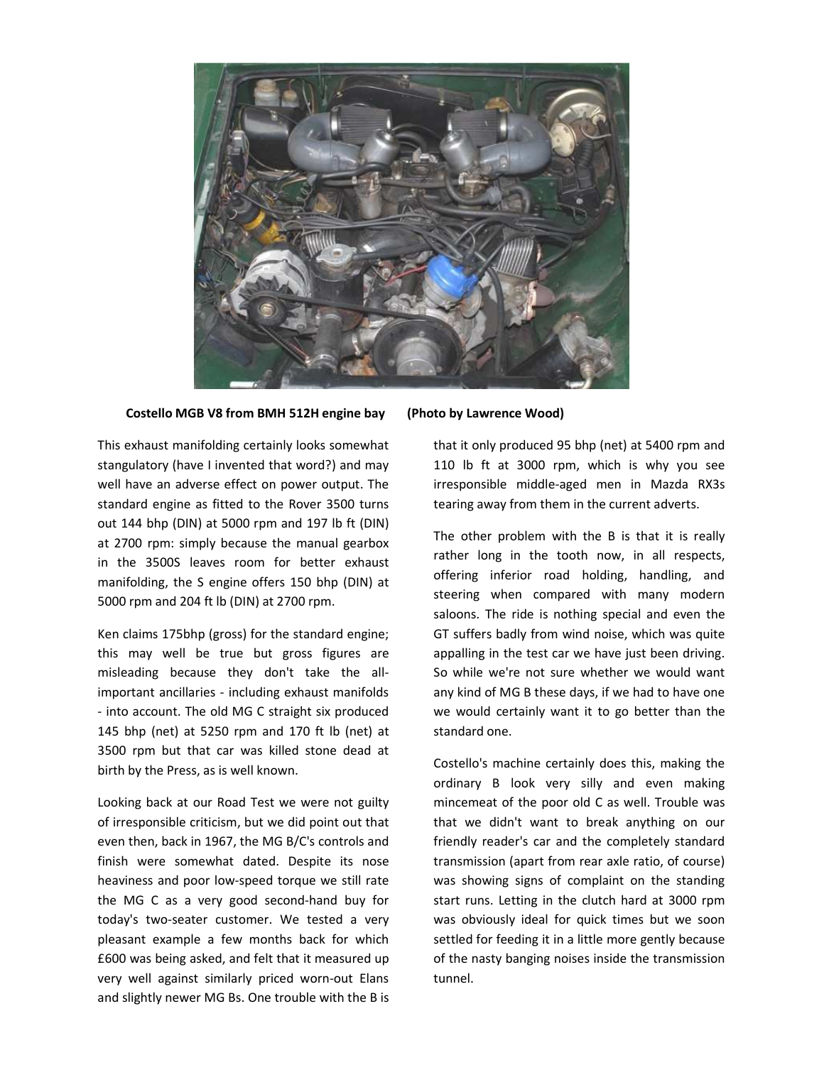**Costello MGB V8 from BMH 512H engine bay (Photo by Lawrence Wood)**

This exhaust manifolding certainly looks somewhat stangulatory (have I invented that word?) and may well have an adverse effect on power output. The standard engine as fitted to the Rover 3500 turns out 144 bhp (DIN) at 5000 rpm and 197 lb ft (DIN) at 2700 rpm: simply because the manual gearbox in the 3500S leaves room for better exhaust manifolding, the S engine offers 150 bhp (DIN) at 5000 rpm and 204 ft lb (DIN) at 2700 rpm.

Ken claims 175bhp (gross) for the standard engine; this may well be true but gross figures are misleading because they don't take the all-important ancillaries - including exhaust manifolds - into account. The old MG C straight six produced 145 bhp (net) at 5250 rpm and 170 ft lb (net) at 3500 rpm but that car was killed stone dead at birth by the Press, as is well known.

Looking back at our Road Test we were not guilty of irresponsible criticism, but we did point out that even then, back in 1967, the MG B/C's controls and finish were somewhat dated. Despite its nose heaviness and poor low-speed torque we still rate the MG C as a very good second-hand buy for today's two-seater customer. We tested a very pleasant example a few months back for which £600 was being asked, and felt that it measured up very well against similarly priced worn-out Elans and slightly newer MG Bs. One trouble with the B is that it only produced 95 bhp (net) at 5400 rpm and 110 lb ft at 3000 rpm, which is why you see irresponsible middle-aged men in Mazda RX3s tearing away from them in the current adverts.

The other problem with the B is that it is really rather long in the tooth now, in all respects, offering inferior road holding, handling, and steering when compared with many modern saloons. The ride is nothing special and even the GT suffers badly from wind noise, which was quite appalling in the test car we have just been driving. So while we're not sure whether we would want any kind of MG B these days, if we had to have one we would certainly want it to go better than the standard one.

Costello's machine certainly does this, making the ordinary B look very silly and even making mincemeat of the poor old C as well. Trouble was that we didn't want to break anything on our friendly reader's car and the completely standard transmission (apart from rear axle ratio, of course) was showing signs of complaint on the standing start runs. Letting in the clutch hard at 3000 rpm was obviously ideal for quick times but we soon settled for feeding it in a little more gently because of the nasty banging noises inside the transmission tunnel.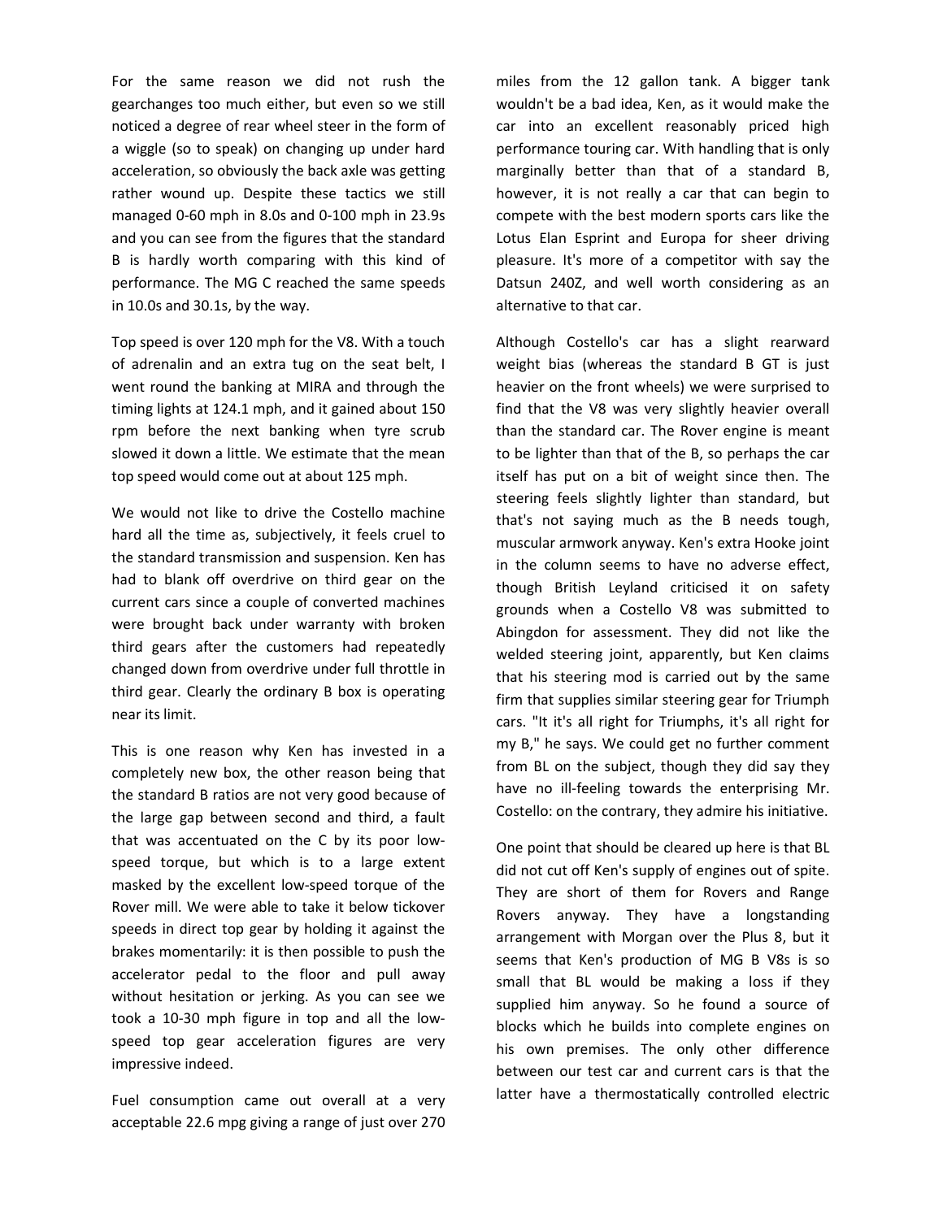For the same reason we did not rush the gearchanges too much either, but even so we still noticed a degree of rear wheel steer in the form of a wiggle (so to speak) on changing up under hard acceleration, so obviously the back axle was getting rather wound up. Despite these tactics we still managed 0-60 mph in 8.0s and 0-100 mph in 23.9s and you can see from the figures that the standard B is hardly worth comparing with this kind of performance. The MG C reached the same speeds in 10.0s and 30.1s, by the way.

Top speed is over 120 mph for the V8. With a touch of adrenalin and an extra tug on the seat belt, I went round the banking at MIRA and through the timing lights at 124.1 mph, and it gained about 150 rpm before the next banking when tyre scrub slowed it down a little. We estimate that the mean top speed would come out at about 125 mph.

We would not like to drive the Costello machine hard all the time as, subjectively, it feels cruel to the standard transmission and suspension. Ken has had to blank off overdrive on third gear on the current cars since a couple of converted machines were brought back under warranty with broken third gears after the customers had repeatedly changed down from overdrive under full throttle in third gear. Clearly the ordinary B box is operating near its limit.

This is one reason why Ken has invested in a completely new box, the other reason being that the standard B ratios are not very good because of the large gap between second and third, a fault that was accentuated on the C by its poor low-speed torque, but which is to a large extent masked by the excellent low-speed torque of the Rover mill. We were able to take it below tickover speeds in direct top gear by holding it against the brakes momentarily: it is then possible to push the accelerator pedal to the floor and pull away without hesitation or jerking. As you can see we took a 10-30 mph figure in top and all the low-speed top gear acceleration figures are very impressive indeed.

Fuel consumption came out overall at a very acceptable 22.6 mpg giving a range of just over 270 miles from the 12 gallon tank. A bigger tank wouldn't be a bad idea, Ken, as it would make the car into an excellent reasonably priced high performance touring car. With handling that is only marginally better than that of a standard B, however, it is not really a car that can begin to compete with the best modern sports cars like the Lotus Elan Esprint and Europa for sheer driving pleasure. It's more of a competitor with say the Datsun 240Z, and well worth considering as an alternative to that car.

Although Costello's car has a slight rearward weight bias (whereas the standard B GT is just heavier on the front wheels) we were surprised to find that the V8 was very slightly heavier overall than the standard car. The Rover engine is meant to be lighter than that of the B, so perhaps the car itself has put on a bit of weight since then. The steering feels slightly lighter than standard, but that's not saying much as the B needs tough, muscular armwork anyway. Ken's extra Hooke joint in the column seems to have no adverse effect, though British Leyland criticised it on safety grounds when a Costello V8 was submitted to Abingdon for assessment. They did not like the welded steering joint, apparently, but Ken claims that his steering mod is carried out by the same firm that supplies similar steering gear for Triumph cars. "It it's all right for Triumphs, it's all right for my B," he says. We could get no further comment from BL on the subject, though they did say they have no ill-feeling towards the enterprising Mr. Costello: on the contrary, they admire his initiative.

One point that should be cleared up here is that BL did not cut off Ken's supply of engines out of spite. They are short of them for Rovers and Range Rovers anyway. They have a longstanding arrangement with Morgan over the Plus 8, but it seems that Ken's production of MG B V8s is so small that BL would be making a loss if they supplied him anyway. So he found a source of blocks which he builds into complete engines on his own premises. The only other difference between our test car and current cars is that the latter have a thermostatically controlled electric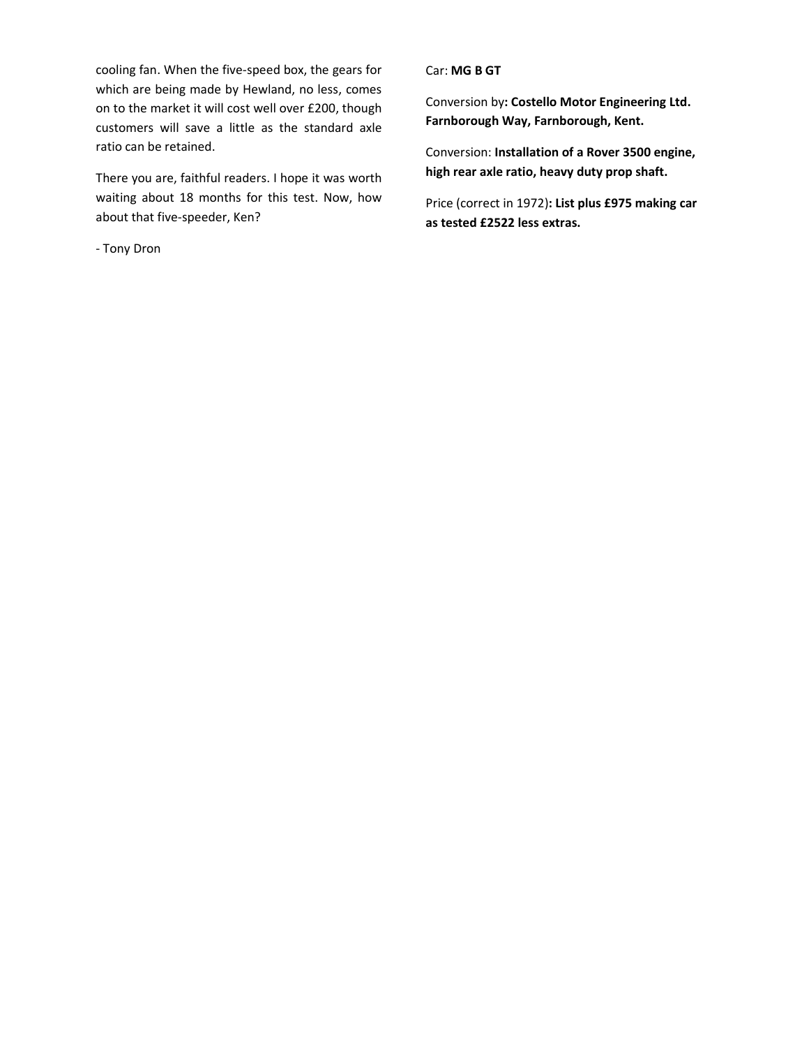cooling fan. When the five-speed box, the gears for which are being made by Hewland, no less, comes on to the market it will cost well over £200, though customers will save a little as the standard axle ratio can be retained.

There you are, faithful readers. I hope it was worth waiting about 18 months for this test. Now, how about that five-speeder, Ken?

- Tony Dron

Car: **MG B GT**

Conversion by**: Costello Motor Engineering Ltd. Farnborough Way, Farnborough, Kent.**

Conversion: **Installation of a Rover 3500 engine, high rear axle ratio, heavy duty prop shaft.**

Price (correct in 1972)**: List plus £975 making car as tested £2522 less extras.**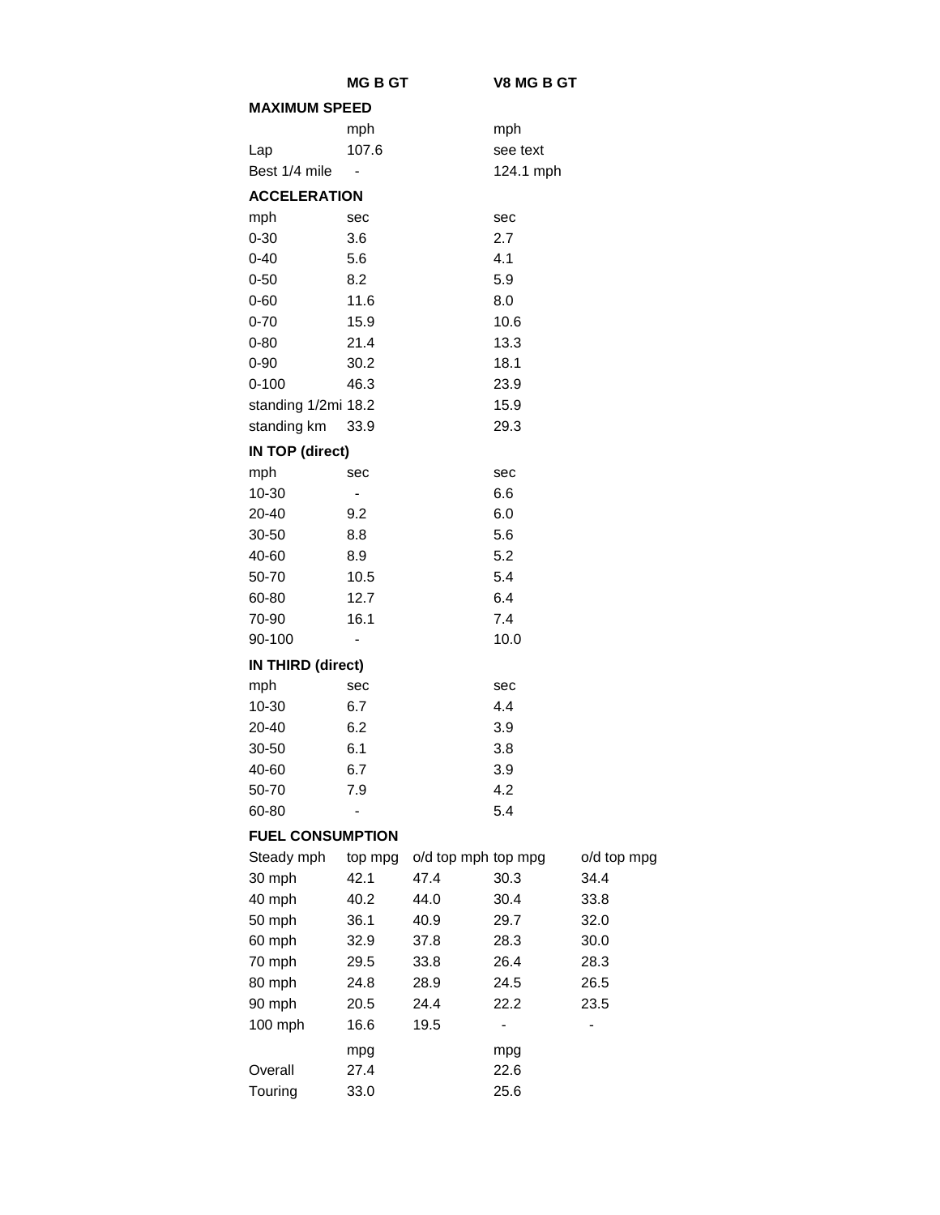| | MG B GT | | V8 MG B GT | |
|---|---|---|---|---|
| **MAXIMUM SPEED** | | | | |
| | mph | | mph | |
| Lap | 107.6 | | see text | |
| Best 1/4 mile | - | | 124.1 mph | |
| **ACCELERATION** | | | | |
| mph | sec | | sec | |
| 0-30 | 3.6 | | 2.7 | |
| 0-40 | 5.6 | | 4.1 | |
| 0-50 | 8.2 | | 5.9 | |
| 0-60 | 11.6 | | 8.0 | |
| 0-70 | 15.9 | | 10.6 | |
| 0-80 | 21.4 | | 13.3 | |
| 0-90 | 30.2 | | 18.1 | |
| 0-100 | 46.3 | | 23.9 | |
| standing 1/2mi | 18.2 | | 15.9 | |
| standing km | 33.9 | | 29.3 | |
| **IN TOP (direct)** | | | | |
| mph | sec | | sec | |
| 10-30 | - | | 6.6 | |
| 20-40 | 9.2 | | 6.0 | |
| 30-50 | 8.8 | | 5.6 | |
| 40-60 | 8.9 | | 5.2 | |
| 50-70 | 10.5 | | 5.4 | |
| 60-80 | 12.7 | | 6.4 | |
| 70-90 | 16.1 | | 7.4 | |
| 90-100 | - | | 10.0 | |
| **IN THIRD (direct)** | | | | |
| mph | sec | | sec | |
| 10-30 | 6.7 | | 4.4 | |
| 20-40 | 6.2 | | 3.9 | |
| 30-50 | 6.1 | | 3.8 | |
| 40-60 | 6.7 | | 3.9 | |
| 50-70 | 7.9 | | 4.2 | |
| 60-80 | - | | 5.4 | |
| **FUEL CONSUMPTION** | | | | |
| Steady mph | top mpg | o/d top mph | top mpg | o/d top mpg |
| 30 mph | 42.1 | 47.4 | 30.3 | 34.4 |
| 40 mph | 40.2 | 44.0 | 30.4 | 33.8 |
| 50 mph | 36.1 | 40.9 | 29.7 | 32.0 |
| 60 mph | 32.9 | 37.8 | 28.3 | 30.0 |
| 70 mph | 29.5 | 33.8 | 26.4 | 28.3 |
| 80 mph | 24.8 | 28.9 | 24.5 | 26.5 |
| 90 mph | 20.5 | 24.4 | 22.2 | 23.5 |
| 100 mph | 16.6 | 19.5 | - | - |
| | mpg | | mpg | |
| Overall | 27.4 | | 22.6 | |
| Touring | 33.0 | | 25.6 | |